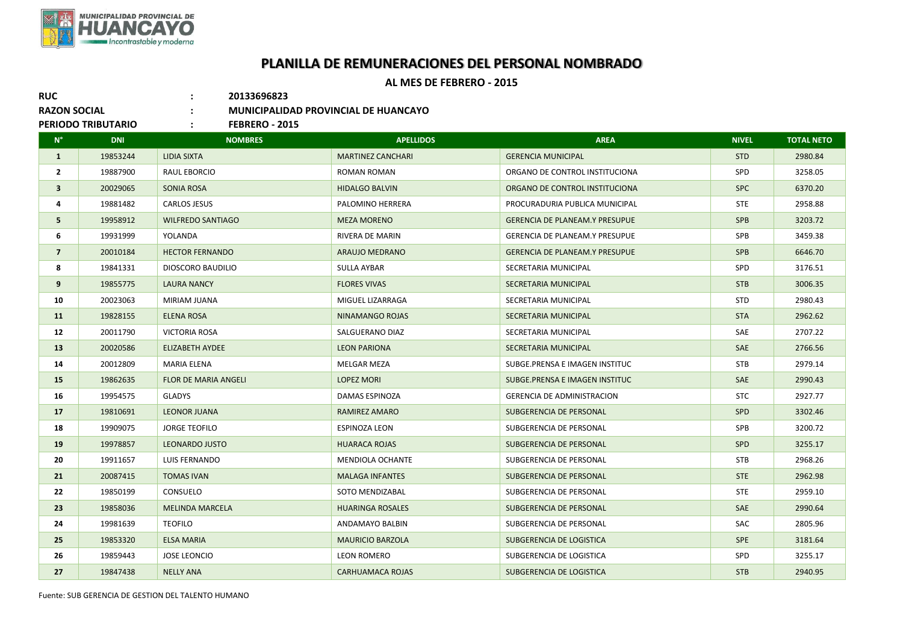# PLANILLA DE REMUNERACIONES DEL PERSONAL NOMBRADO

**AL MES DE FEBRERO - 2015**

**RUC** : **20133696823**

**RAZON SOCIAL** : **MUNICIPALIDAD PROVINCIAL DE HUANCAYO**

**PERIODO TRIBUTARIO** : **FEBRERO - 2015**

| N° | DNI | NOMBRES | APELLIDOS | AREA | NIVEL | TOTAL NETO |
|---|---|---|---|---|---|---|
| 1 | 19853244 | LIDIA SIXTA | MARTINEZ CANCHARI | GERENCIA MUNICIPAL | STD | 2980.84 |
| 2 | 19887900 | RAUL EBORCIO | ROMAN ROMAN | ORGANO DE CONTROL INSTITUCIONA | SPD | 3258.05 |
| 3 | 20029065 | SONIA ROSA | HIDALGO BALVIN | ORGANO DE CONTROL INSTITUCIONA | SPC | 6370.20 |
| 4 | 19881482 | CARLOS JESUS | PALOMINO HERRERA | PROCURADURIA PUBLICA MUNICIPAL | STE | 2958.88 |
| 5 | 19958912 | WILFREDO SANTIAGO | MEZA MORENO | GERENCIA DE PLANEAM.Y PRESUPUE | SPB | 3203.72 |
| 6 | 19931999 | YOLANDA | RIVERA DE MARIN | GERENCIA DE PLANEAM.Y PRESUPUE | SPB | 3459.38 |
| 7 | 20010184 | HECTOR FERNANDO | ARAUJO MEDRANO | GERENCIA DE PLANEAM.Y PRESUPUE | SPB | 6646.70 |
| 8 | 19841331 | DIOSCORO BAUDILIO | SULLA AYBAR | SECRETARIA MUNICIPAL | SPD | 3176.51 |
| 9 | 19855775 | LAURA NANCY | FLORES VIVAS | SECRETARIA MUNICIPAL | STB | 3006.35 |
| 10 | 20023063 | MIRIAM JUANA | MIGUEL LIZARRAGA | SECRETARIA MUNICIPAL | STD | 2980.43 |
| 11 | 19828155 | ELENA ROSA | NINAMANGO ROJAS | SECRETARIA MUNICIPAL | STA | 2962.62 |
| 12 | 20011790 | VICTORIA ROSA | SALGUERANO DIAZ | SECRETARIA MUNICIPAL | SAE | 2707.22 |
| 13 | 20020586 | ELIZABETH AYDEE | LEON PARIONA | SECRETARIA MUNICIPAL | SAE | 2766.56 |
| 14 | 20012809 | MARIA ELENA | MELGAR MEZA | SUBGE.PRENSA E IMAGEN INSTITUC | STB | 2979.14 |
| 15 | 19862635 | FLOR DE MARIA ANGELI | LOPEZ MORI | SUBGE.PRENSA E IMAGEN INSTITUC | SAE | 2990.43 |
| 16 | 19954575 | GLADYS | DAMAS ESPINOZA | GERENCIA DE ADMINISTRACION | STC | 2927.77 |
| 17 | 19810691 | LEONOR JUANA | RAMIREZ AMARO | SUBGERENCIA DE PERSONAL | SPD | 3302.46 |
| 18 | 19909075 | JORGE TEOFILO | ESPINOZA LEON | SUBGERENCIA DE PERSONAL | SPB | 3200.72 |
| 19 | 19978857 | LEONARDO JUSTO | HUARACA ROJAS | SUBGERENCIA DE PERSONAL | SPD | 3255.17 |
| 20 | 19911657 | LUIS FERNANDO | MENDIOLA OCHANTE | SUBGERENCIA DE PERSONAL | STB | 2968.26 |
| 21 | 20087415 | TOMAS IVAN | MALAGA INFANTES | SUBGERENCIA DE PERSONAL | STE | 2962.98 |
| 22 | 19850199 | CONSUELO | SOTO MENDIZABAL | SUBGERENCIA DE PERSONAL | STE | 2959.10 |
| 23 | 19858036 | MELINDA MARCELA | HUARINGA ROSALES | SUBGERENCIA DE PERSONAL | SAE | 2990.64 |
| 24 | 19981639 | TEOFILO | ANDAMAYO BALBIN | SUBGERENCIA DE PERSONAL | SAC | 2805.96 |
| 25 | 19853320 | ELSA MARIA | MAURICIO BARZOLA | SUBGERENCIA DE LOGISTICA | SPE | 3181.64 |
| 26 | 19859443 | JOSE LEONCIO | LEON ROMERO | SUBGERENCIA DE LOGISTICA | SPD | 3255.17 |
| 27 | 19847438 | NELLY ANA | CARHUAMACA ROJAS | SUBGERENCIA DE LOGISTICA | STB | 2940.95 |

Fuente: SUB GERENCIA DE GESTION DEL TALENTO HUMANO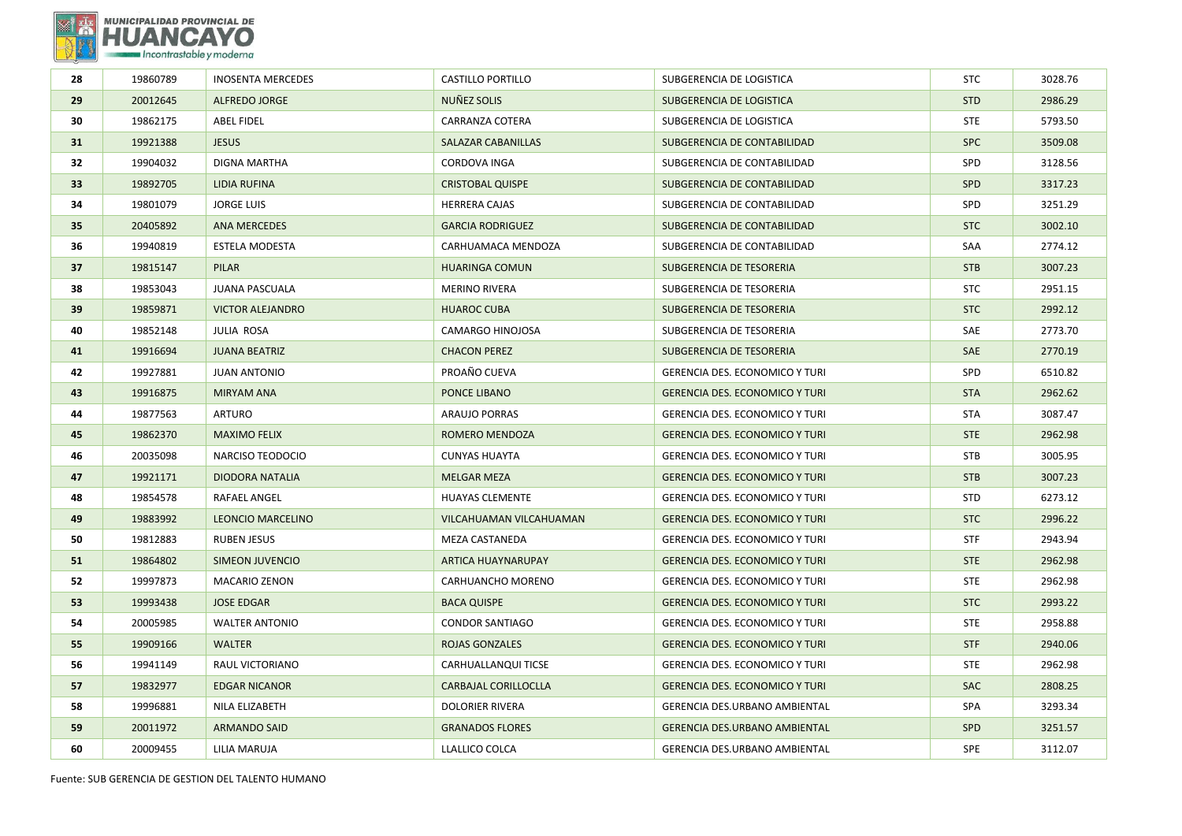| 28 | 19860789 | INOSENTA MERCEDES | CASTILLO PORTILLO | SUBGERENCIA DE LOGISTICA | STC | 3028.76 |
|---|---|---|---|---|---|---|
| 29 | 20012645 | ALFREDO JORGE | NUÑEZ SOLIS | SUBGERENCIA DE LOGISTICA | STD | 2986.29 |
| 30 | 19862175 | ABEL FIDEL | CARRANZA COTERA | SUBGERENCIA DE LOGISTICA | STE | 5793.50 |
| 31 | 19921388 | JESUS | SALAZAR CABANILLAS | SUBGERENCIA DE CONTABILIDAD | SPC | 3509.08 |
| 32 | 19904032 | DIGNA MARTHA | CORDOVA INGA | SUBGERENCIA DE CONTABILIDAD | SPD | 3128.56 |
| 33 | 19892705 | LIDIA RUFINA | CRISTOBAL QUISPE | SUBGERENCIA DE CONTABILIDAD | SPD | 3317.23 |
| 34 | 19801079 | JORGE LUIS | HERRERA CAJAS | SUBGERENCIA DE CONTABILIDAD | SPD | 3251.29 |
| 35 | 20405892 | ANA MERCEDES | GARCIA RODRIGUEZ | SUBGERENCIA DE CONTABILIDAD | STC | 3002.10 |
| 36 | 19940819 | ESTELA MODESTA | CARHUAMACA MENDOZA | SUBGERENCIA DE CONTABILIDAD | SAA | 2774.12 |
| 37 | 19815147 | PILAR | HUARINGA COMUN | SUBGERENCIA DE TESORERIA | STB | 3007.23 |
| 38 | 19853043 | JUANA PASCUALA | MERINO RIVERA | SUBGERENCIA DE TESORERIA | STC | 2951.15 |
| 39 | 19859871 | VICTOR ALEJANDRO | HUAROC CUBA | SUBGERENCIA DE TESORERIA | STC | 2992.12 |
| 40 | 19852148 | JULIA ROSA | CAMARGO HINOJOSA | SUBGERENCIA DE TESORERIA | SAE | 2773.70 |
| 41 | 19916694 | JUANA BEATRIZ | CHACON PEREZ | SUBGERENCIA DE TESORERIA | SAE | 2770.19 |
| 42 | 19927881 | JUAN ANTONIO | PROAÑO CUEVA | GERENCIA DES. ECONOMICO Y TURI | SPD | 6510.82 |
| 43 | 19916875 | MIRYAM ANA | PONCE LIBANO | GERENCIA DES. ECONOMICO Y TURI | STA | 2962.62 |
| 44 | 19877563 | ARTURO | ARAUJO PORRAS | GERENCIA DES. ECONOMICO Y TURI | STA | 3087.47 |
| 45 | 19862370 | MAXIMO FELIX | ROMERO MENDOZA | GERENCIA DES. ECONOMICO Y TURI | STE | 2962.98 |
| 46 | 20035098 | NARCISO TEODOCIO | CUNYAS HUAYTA | GERENCIA DES. ECONOMICO Y TURI | STB | 3005.95 |
| 47 | 19921171 | DIODORA NATALIA | MELGAR MEZA | GERENCIA DES. ECONOMICO Y TURI | STB | 3007.23 |
| 48 | 19854578 | RAFAEL ANGEL | HUAYAS CLEMENTE | GERENCIA DES. ECONOMICO Y TURI | STD | 6273.12 |
| 49 | 19883992 | LEONCIO MARCELINO | VILCAHUAMAN VILCAHUAMAN | GERENCIA DES. ECONOMICO Y TURI | STC | 2996.22 |
| 50 | 19812883 | RUBEN JESUS | MEZA CASTANEDA | GERENCIA DES. ECONOMICO Y TURI | STF | 2943.94 |
| 51 | 19864802 | SIMEON JUVENCIO | ARTICA HUAYNARUPAY | GERENCIA DES. ECONOMICO Y TURI | STE | 2962.98 |
| 52 | 19997873 | MACARIO ZENON | CARHUANCHO MORENO | GERENCIA DES. ECONOMICO Y TURI | STE | 2962.98 |
| 53 | 19993438 | JOSE EDGAR | BACA QUISPE | GERENCIA DES. ECONOMICO Y TURI | STC | 2993.22 |
| 54 | 20005985 | WALTER ANTONIO | CONDOR SANTIAGO | GERENCIA DES. ECONOMICO Y TURI | STE | 2958.88 |
| 55 | 19909166 | WALTER | ROJAS GONZALES | GERENCIA DES. ECONOMICO Y TURI | STF | 2940.06 |
| 56 | 19941149 | RAUL VICTORIANO | CARHUALLANQUI TICSE | GERENCIA DES. ECONOMICO Y TURI | STE | 2962.98 |
| 57 | 19832977 | EDGAR NICANOR | CARBAJAL CORILLOCLLA | GERENCIA DES. ECONOMICO Y TURI | SAC | 2808.25 |
| 58 | 19996881 | NILA ELIZABETH | DOLORIER RIVERA | GERENCIA DES.URBANO AMBIENTAL | SPA | 3293.34 |
| 59 | 20011972 | ARMANDO SAID | GRANADOS FLORES | GERENCIA DES.URBANO AMBIENTAL | SPD | 3251.57 |
| 60 | 20009455 | LILIA MARUJA | LLALLICO COLCA | GERENCIA DES.URBANO AMBIENTAL | SPE | 3112.07 |

Fuente: SUB GERENCIA DE GESTION DEL TALENTO HUMANO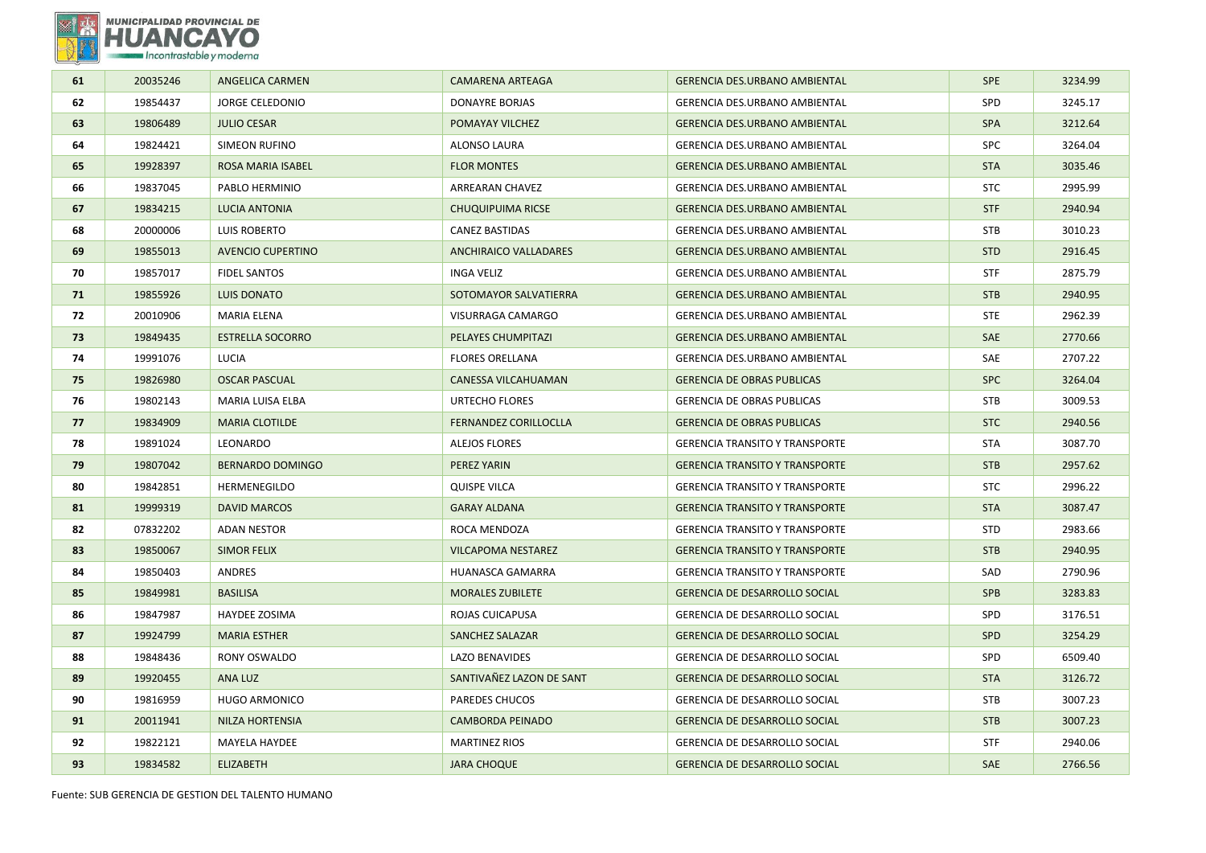| 61 | 20035246 | ANGELICA CARMEN | CAMARENA ARTEAGA | GERENCIA DES.URBANO AMBIENTAL | SPE | 3234.99 |
|---|---|---|---|---|---|---|
| 62 | 19854437 | JORGE CELEDONIO | DONAYRE BORJAS | GERENCIA DES.URBANO AMBIENTAL | SPD | 3245.17 |
| 63 | 19806489 | JULIO CESAR | POMAYAY VILCHEZ | GERENCIA DES.URBANO AMBIENTAL | SPA | 3212.64 |
| 64 | 19824421 | SIMEON RUFINO | ALONSO LAURA | GERENCIA DES.URBANO AMBIENTAL | SPC | 3264.04 |
| 65 | 19928397 | ROSA MARIA ISABEL | FLOR MONTES | GERENCIA DES.URBANO AMBIENTAL | STA | 3035.46 |
| 66 | 19837045 | PABLO HERMINIO | ARREARAN CHAVEZ | GERENCIA DES.URBANO AMBIENTAL | STC | 2995.99 |
| 67 | 19834215 | LUCIA ANTONIA | CHUQUIPUIMA RICSE | GERENCIA DES.URBANO AMBIENTAL | STF | 2940.94 |
| 68 | 20000006 | LUIS ROBERTO | CANEZ BASTIDAS | GERENCIA DES.URBANO AMBIENTAL | STB | 3010.23 |
| 69 | 19855013 | AVENCIO CUPERTINO | ANCHIRAICO VALLADARES | GERENCIA DES.URBANO AMBIENTAL | STD | 2916.45 |
| 70 | 19857017 | FIDEL SANTOS | INGA VELIZ | GERENCIA DES.URBANO AMBIENTAL | STF | 2875.79 |
| 71 | 19855926 | LUIS DONATO | SOTOMAYOR SALVATIERRA | GERENCIA DES.URBANO AMBIENTAL | STB | 2940.95 |
| 72 | 20010906 | MARIA ELENA | VISURRAGA CAMARGO | GERENCIA DES.URBANO AMBIENTAL | STE | 2962.39 |
| 73 | 19849435 | ESTRELLA SOCORRO | PELAYES CHUMPITAZI | GERENCIA DES.URBANO AMBIENTAL | SAE | 2770.66 |
| 74 | 19991076 | LUCIA | FLORES ORELLANA | GERENCIA DES.URBANO AMBIENTAL | SAE | 2707.22 |
| 75 | 19826980 | OSCAR PASCUAL | CANESSA VILCAHUAMAN | GERENCIA DE OBRAS PUBLICAS | SPC | 3264.04 |
| 76 | 19802143 | MARIA LUISA ELBA | URTECHO FLORES | GERENCIA DE OBRAS PUBLICAS | STB | 3009.53 |
| 77 | 19834909 | MARIA CLOTILDE | FERNANDEZ CORILLOCLLA | GERENCIA DE OBRAS PUBLICAS | STC | 2940.56 |
| 78 | 19891024 | LEONARDO | ALEJOS FLORES | GERENCIA TRANSITO Y TRANSPORTE | STA | 3087.70 |
| 79 | 19807042 | BERNARDO DOMINGO | PEREZ YARIN | GERENCIA TRANSITO Y TRANSPORTE | STB | 2957.62 |
| 80 | 19842851 | HERMENEGILDO | QUISPE VILCA | GERENCIA TRANSITO Y TRANSPORTE | STC | 2996.22 |
| 81 | 19999319 | DAVID MARCOS | GARAY ALDANA | GERENCIA TRANSITO Y TRANSPORTE | STA | 3087.47 |
| 82 | 07832202 | ADAN NESTOR | ROCA MENDOZA | GERENCIA TRANSITO Y TRANSPORTE | STD | 2983.66 |
| 83 | 19850067 | SIMOR FELIX | VILCAPOMA NESTAREZ | GERENCIA TRANSITO Y TRANSPORTE | STB | 2940.95 |
| 84 | 19850403 | ANDRES | HUANASCA GAMARRA | GERENCIA TRANSITO Y TRANSPORTE | SAD | 2790.96 |
| 85 | 19849981 | BASILISA | MORALES ZUBILETE | GERENCIA DE DESARROLLO SOCIAL | SPB | 3283.83 |
| 86 | 19847987 | HAYDEE ZOSIMA | ROJAS CUICAPUSA | GERENCIA DE DESARROLLO SOCIAL | SPD | 3176.51 |
| 87 | 19924799 | MARIA ESTHER | SANCHEZ SALAZAR | GERENCIA DE DESARROLLO SOCIAL | SPD | 3254.29 |
| 88 | 19848436 | RONY OSWALDO | LAZO BENAVIDES | GERENCIA DE DESARROLLO SOCIAL | SPD | 6509.40 |
| 89 | 19920455 | ANA LUZ | SANTIVAÑEZ LAZON DE SANT | GERENCIA DE DESARROLLO SOCIAL | STA | 3126.72 |
| 90 | 19816959 | HUGO ARMONICO | PAREDES CHUCOS | GERENCIA DE DESARROLLO SOCIAL | STB | 3007.23 |
| 91 | 20011941 | NILZA HORTENSIA | CAMBORDA PEINADO | GERENCIA DE DESARROLLO SOCIAL | STB | 3007.23 |
| 92 | 19822121 | MAYELA HAYDEE | MARTINEZ RIOS | GERENCIA DE DESARROLLO SOCIAL | STF | 2940.06 |
| 93 | 19834582 | ELIZABETH | JARA CHOQUE | GERENCIA DE DESARROLLO SOCIAL | SAE | 2766.56 |

Fuente: SUB GERENCIA DE GESTION DEL TALENTO HUMANO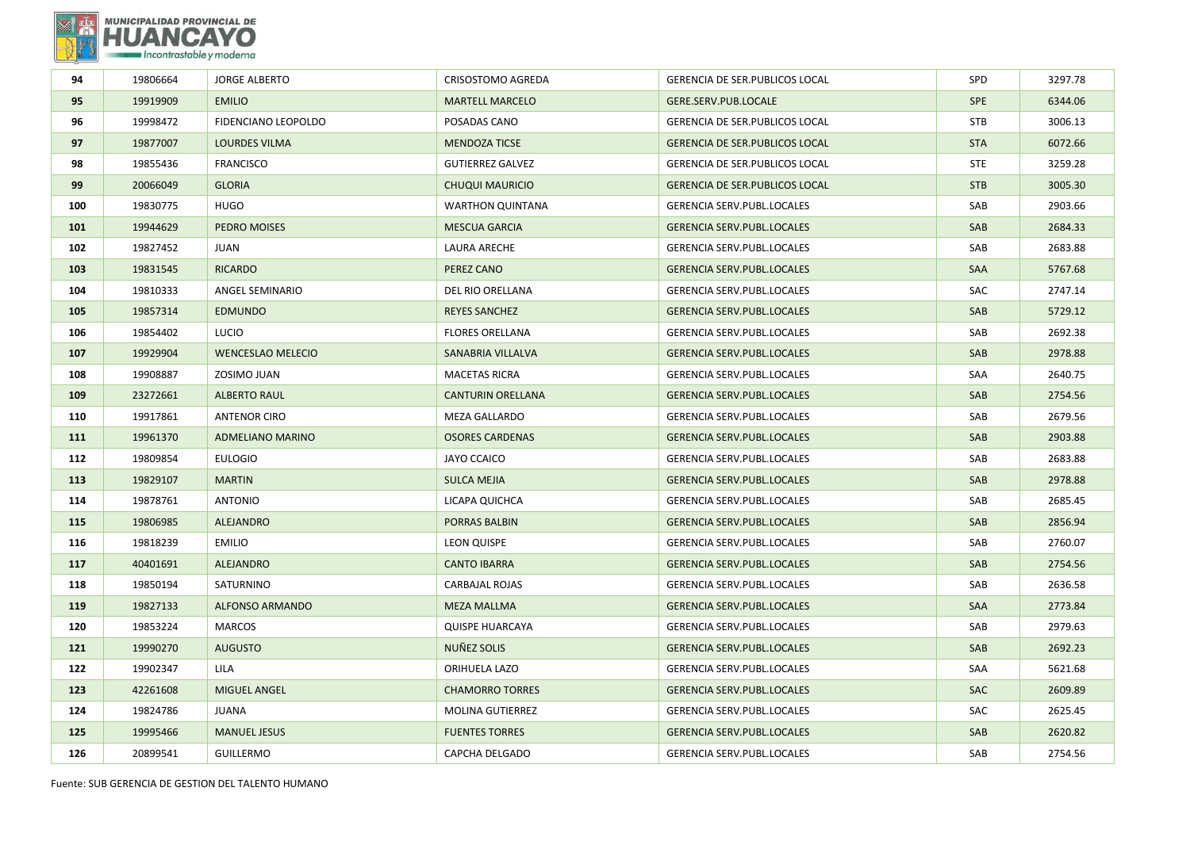| 94 | 19806664 | JORGE ALBERTO | CRISOSTOMO AGREDA | GERENCIA DE SER.PUBLICOS LOCAL | SPD | 3297.78 |
|---|---|---|---|---|---|---|
| 95 | 19919909 | EMILIO | MARTELL MARCELO | GERE.SERV.PUB.LOCALE | SPE | 6344.06 |
| 96 | 19998472 | FIDENCIANO LEOPOLDO | POSADAS CANO | GERENCIA DE SER.PUBLICOS LOCAL | STB | 3006.13 |
| 97 | 19877007 | LOURDES VILMA | MENDOZA TICSE | GERENCIA DE SER.PUBLICOS LOCAL | STA | 6072.66 |
| 98 | 19855436 | FRANCISCO | GUTIERREZ GALVEZ | GERENCIA DE SER.PUBLICOS LOCAL | STE | 3259.28 |
| 99 | 20066049 | GLORIA | CHUQUI MAURICIO | GERENCIA DE SER.PUBLICOS LOCAL | STB | 3005.30 |
| 100 | 19830775 | HUGO | WARTHON QUINTANA | GERENCIA SERV.PUBL.LOCALES | SAB | 2903.66 |
| 101 | 19944629 | PEDRO MOISES | MESCUA GARCIA | GERENCIA SERV.PUBL.LOCALES | SAB | 2684.33 |
| 102 | 19827452 | JUAN | LAURA ARECHE | GERENCIA SERV.PUBL.LOCALES | SAB | 2683.88 |
| 103 | 19831545 | RICARDO | PEREZ CANO | GERENCIA SERV.PUBL.LOCALES | SAA | 5767.68 |
| 104 | 19810333 | ANGEL SEMINARIO | DEL RIO ORELLANA | GERENCIA SERV.PUBL.LOCALES | SAC | 2747.14 |
| 105 | 19857314 | EDMUNDO | REYES SANCHEZ | GERENCIA SERV.PUBL.LOCALES | SAB | 5729.12 |
| 106 | 19854402 | LUCIO | FLORES ORELLANA | GERENCIA SERV.PUBL.LOCALES | SAB | 2692.38 |
| 107 | 19929904 | WENCESLAO MELECIO | SANABRIA VILLALVA | GERENCIA SERV.PUBL.LOCALES | SAB | 2978.88 |
| 108 | 19908887 | ZOSIMO JUAN | MACETAS RICRA | GERENCIA SERV.PUBL.LOCALES | SAA | 2640.75 |
| 109 | 23272661 | ALBERTO RAUL | CANTURIN ORELLANA | GERENCIA SERV.PUBL.LOCALES | SAB | 2754.56 |
| 110 | 19917861 | ANTENOR CIRO | MEZA GALLARDO | GERENCIA SERV.PUBL.LOCALES | SAB | 2679.56 |
| 111 | 19961370 | ADMELIANO MARINO | OSORES CARDENAS | GERENCIA SERV.PUBL.LOCALES | SAB | 2903.88 |
| 112 | 19809854 | EULOGIO | JAYO CCAICO | GERENCIA SERV.PUBL.LOCALES | SAB | 2683.88 |
| 113 | 19829107 | MARTIN | SULCA MEJIA | GERENCIA SERV.PUBL.LOCALES | SAB | 2978.88 |
| 114 | 19878761 | ANTONIO | LICAPA QUICHCA | GERENCIA SERV.PUBL.LOCALES | SAB | 2685.45 |
| 115 | 19806985 | ALEJANDRO | PORRAS BALBIN | GERENCIA SERV.PUBL.LOCALES | SAB | 2856.94 |
| 116 | 19818239 | EMILIO | LEON QUISPE | GERENCIA SERV.PUBL.LOCALES | SAB | 2760.07 |
| 117 | 40401691 | ALEJANDRO | CANTO IBARRA | GERENCIA SERV.PUBL.LOCALES | SAB | 2754.56 |
| 118 | 19850194 | SATURNINO | CARBAJAL ROJAS | GERENCIA SERV.PUBL.LOCALES | SAB | 2636.58 |
| 119 | 19827133 | ALFONSO ARMANDO | MEZA MALLMA | GERENCIA SERV.PUBL.LOCALES | SAA | 2773.84 |
| 120 | 19853224 | MARCOS | QUISPE HUARCAYA | GERENCIA SERV.PUBL.LOCALES | SAB | 2979.63 |
| 121 | 19990270 | AUGUSTO | NUÑEZ SOLIS | GERENCIA SERV.PUBL.LOCALES | SAB | 2692.23 |
| 122 | 19902347 | LILA | ORIHUELA LAZO | GERENCIA SERV.PUBL.LOCALES | SAA | 5621.68 |
| 123 | 42261608 | MIGUEL ANGEL | CHAMORRO TORRES | GERENCIA SERV.PUBL.LOCALES | SAC | 2609.89 |
| 124 | 19824786 | JUANA | MOLINA GUTIERREZ | GERENCIA SERV.PUBL.LOCALES | SAC | 2625.45 |
| 125 | 19995466 | MANUEL JESUS | FUENTES TORRES | GERENCIA SERV.PUBL.LOCALES | SAB | 2620.82 |
| 126 | 20899541 | GUILLERMO | CAPCHA DELGADO | GERENCIA SERV.PUBL.LOCALES | SAB | 2754.56 |

Fuente: SUB GERENCIA DE GESTION DEL TALENTO HUMANO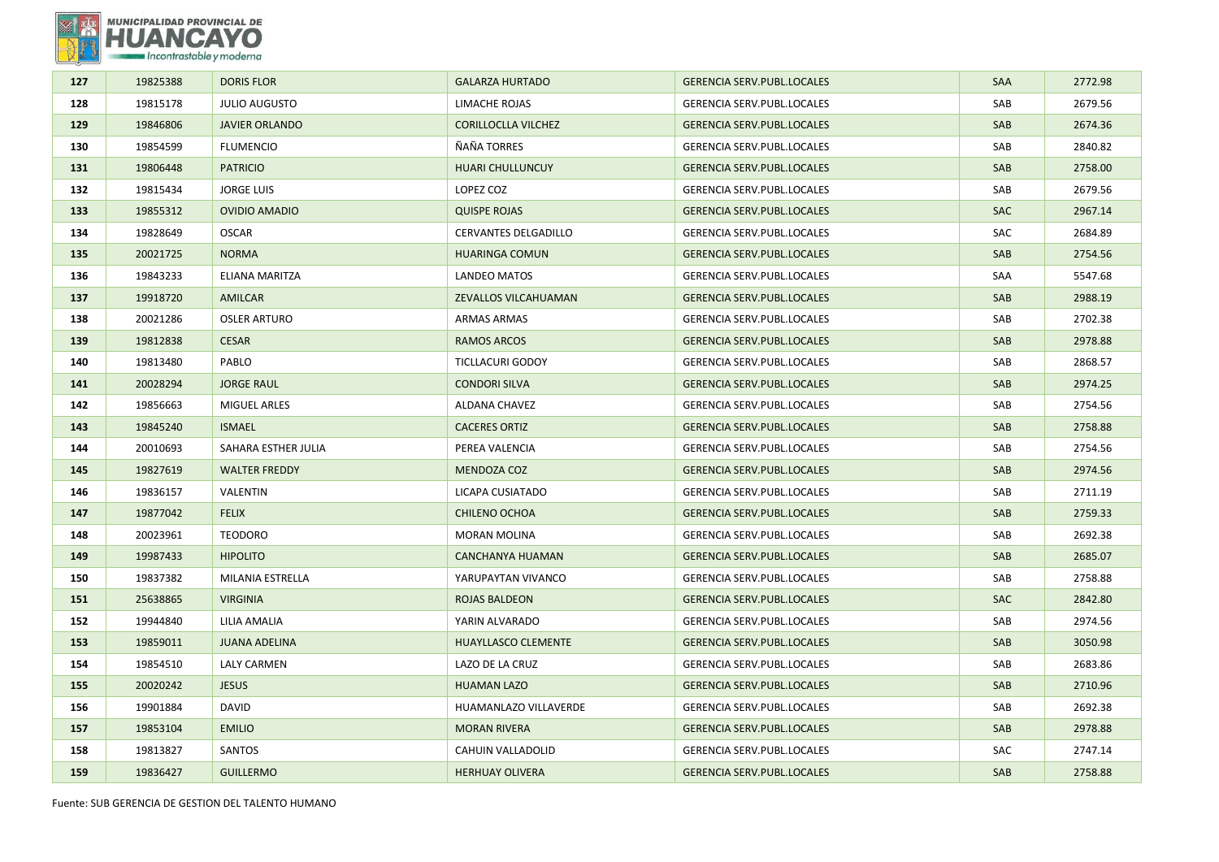| 127 | 19825388 | DORIS FLOR | GALARZA HURTADO | GERENCIA SERV.PUBL.LOCALES | SAA | 2772.98 |
|---|---|---|---|---|---|---|
| 128 | 19815178 | JULIO AUGUSTO | LIMACHE ROJAS | GERENCIA SERV.PUBL.LOCALES | SAB | 2679.56 |
| 129 | 19846806 | JAVIER ORLANDO | CORILLOCLLA VILCHEZ | GERENCIA SERV.PUBL.LOCALES | SAB | 2674.36 |
| 130 | 19854599 | FLUMENCIO | ÑAÑA TORRES | GERENCIA SERV.PUBL.LOCALES | SAB | 2840.82 |
| 131 | 19806448 | PATRICIO | HUARI CHULLUNCUY | GERENCIA SERV.PUBL.LOCALES | SAB | 2758.00 |
| 132 | 19815434 | JORGE LUIS | LOPEZ COZ | GERENCIA SERV.PUBL.LOCALES | SAB | 2679.56 |
| 133 | 19855312 | OVIDIO AMADIO | QUISPE ROJAS | GERENCIA SERV.PUBL.LOCALES | SAC | 2967.14 |
| 134 | 19828649 | OSCAR | CERVANTES DELGADILLO | GERENCIA SERV.PUBL.LOCALES | SAC | 2684.89 |
| 135 | 20021725 | NORMA | HUARINGA COMUN | GERENCIA SERV.PUBL.LOCALES | SAB | 2754.56 |
| 136 | 19843233 | ELIANA MARITZA | LANDEO MATOS | GERENCIA SERV.PUBL.LOCALES | SAA | 5547.68 |
| 137 | 19918720 | AMILCAR | ZEVALLOS VILCAHUAMAN | GERENCIA SERV.PUBL.LOCALES | SAB | 2988.19 |
| 138 | 20021286 | OSLER ARTURO | ARMAS ARMAS | GERENCIA SERV.PUBL.LOCALES | SAB | 2702.38 |
| 139 | 19812838 | CESAR | RAMOS ARCOS | GERENCIA SERV.PUBL.LOCALES | SAB | 2978.88 |
| 140 | 19813480 | PABLO | TICLLACURI GODOY | GERENCIA SERV.PUBL.LOCALES | SAB | 2868.57 |
| 141 | 20028294 | JORGE RAUL | CONDORI SILVA | GERENCIA SERV.PUBL.LOCALES | SAB | 2974.25 |
| 142 | 19856663 | MIGUEL ARLES | ALDANA CHAVEZ | GERENCIA SERV.PUBL.LOCALES | SAB | 2754.56 |
| 143 | 19845240 | ISMAEL | CACERES ORTIZ | GERENCIA SERV.PUBL.LOCALES | SAB | 2758.88 |
| 144 | 20010693 | SAHARA ESTHER JULIA | PEREA VALENCIA | GERENCIA SERV.PUBL.LOCALES | SAB | 2754.56 |
| 145 | 19827619 | WALTER FREDDY | MENDOZA COZ | GERENCIA SERV.PUBL.LOCALES | SAB | 2974.56 |
| 146 | 19836157 | VALENTIN | LICAPA CUSIATADO | GERENCIA SERV.PUBL.LOCALES | SAB | 2711.19 |
| 147 | 19877042 | FELIX | CHILENO OCHOA | GERENCIA SERV.PUBL.LOCALES | SAB | 2759.33 |
| 148 | 20023961 | TEODORO | MORAN MOLINA | GERENCIA SERV.PUBL.LOCALES | SAB | 2692.38 |
| 149 | 19987433 | HIPOLITO | CANCHANYA HUAMAN | GERENCIA SERV.PUBL.LOCALES | SAB | 2685.07 |
| 150 | 19837382 | MILANIA ESTRELLA | YARUPAYTAN VIVANCO | GERENCIA SERV.PUBL.LOCALES | SAB | 2758.88 |
| 151 | 25638865 | VIRGINIA | ROJAS BALDEON | GERENCIA SERV.PUBL.LOCALES | SAC | 2842.80 |
| 152 | 19944840 | LILIA AMALIA | YARIN ALVARADO | GERENCIA SERV.PUBL.LOCALES | SAB | 2974.56 |
| 153 | 19859011 | JUANA ADELINA | HUAYLLASCO CLEMENTE | GERENCIA SERV.PUBL.LOCALES | SAB | 3050.98 |
| 154 | 19854510 | LALY CARMEN | LAZO DE LA CRUZ | GERENCIA SERV.PUBL.LOCALES | SAB | 2683.86 |
| 155 | 20020242 | JESUS | HUAMAN LAZO | GERENCIA SERV.PUBL.LOCALES | SAB | 2710.96 |
| 156 | 19901884 | DAVID | HUAMANLAZO VILLAVERDE | GERENCIA SERV.PUBL.LOCALES | SAB | 2692.38 |
| 157 | 19853104 | EMILIO | MORAN RIVERA | GERENCIA SERV.PUBL.LOCALES | SAB | 2978.88 |
| 158 | 19813827 | SANTOS | CAHUIN VALLADOLID | GERENCIA SERV.PUBL.LOCALES | SAC | 2747.14 |
| 159 | 19836427 | GUILLERMO | HERHUAY OLIVERA | GERENCIA SERV.PUBL.LOCALES | SAB | 2758.88 |

Fuente: SUB GERENCIA DE GESTION DEL TALENTO HUMANO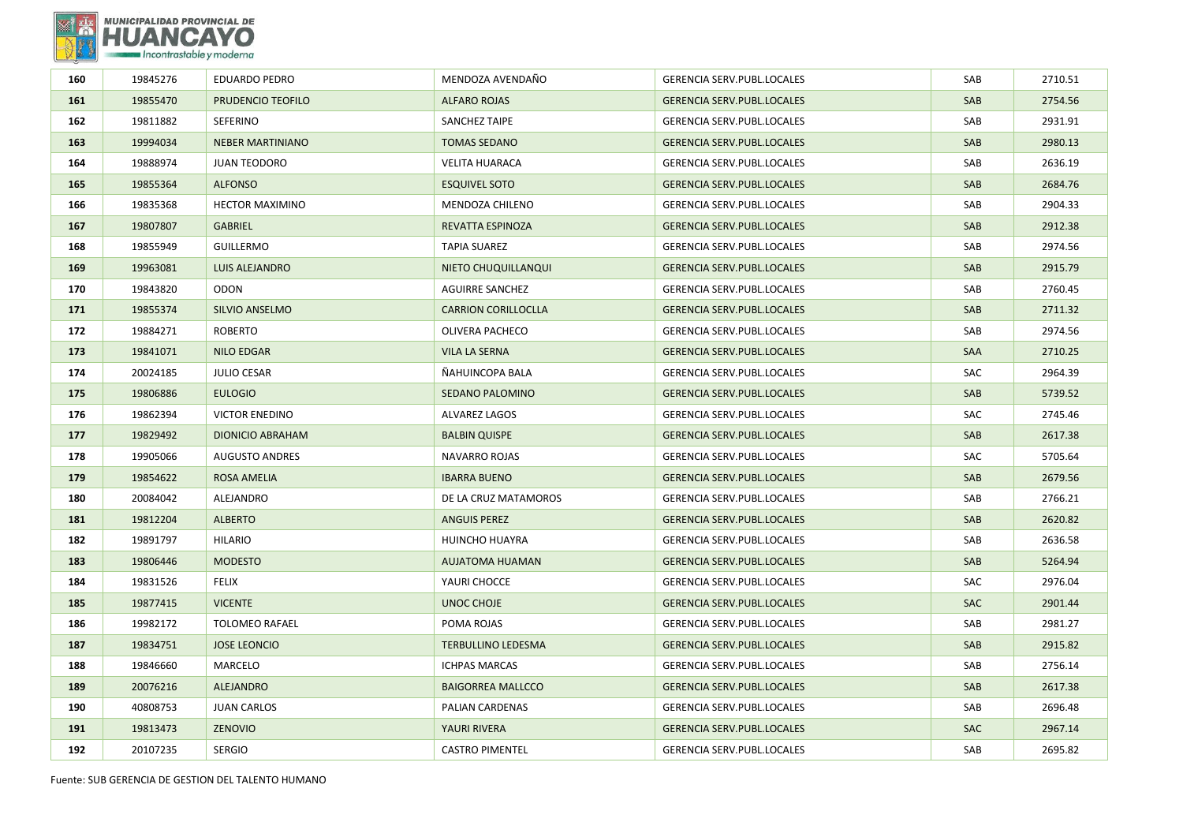| 160 | 19845276 | EDUARDO PEDRO | MENDOZA AVENDAÑO | GERENCIA SERV.PUBL.LOCALES | SAB | 2710.51 |
|---|---|---|---|---|---|---|
| 161 | 19855470 | PRUDENCIO TEOFILO | ALFARO ROJAS | GERENCIA SERV.PUBL.LOCALES | SAB | 2754.56 |
| 162 | 19811882 | SEFERINO | SANCHEZ TAIPE | GERENCIA SERV.PUBL.LOCALES | SAB | 2931.91 |
| 163 | 19994034 | NEBER MARTINIANO | TOMAS SEDANO | GERENCIA SERV.PUBL.LOCALES | SAB | 2980.13 |
| 164 | 19888974 | JUAN TEODORO | VELITA HUARACA | GERENCIA SERV.PUBL.LOCALES | SAB | 2636.19 |
| 165 | 19855364 | ALFONSO | ESQUIVEL SOTO | GERENCIA SERV.PUBL.LOCALES | SAB | 2684.76 |
| 166 | 19835368 | HECTOR MAXIMINO | MENDOZA CHILENO | GERENCIA SERV.PUBL.LOCALES | SAB | 2904.33 |
| 167 | 19807807 | GABRIEL | REVATTA ESPINOZA | GERENCIA SERV.PUBL.LOCALES | SAB | 2912.38 |
| 168 | 19855949 | GUILLERMO | TAPIA SUAREZ | GERENCIA SERV.PUBL.LOCALES | SAB | 2974.56 |
| 169 | 19963081 | LUIS ALEJANDRO | NIETO CHUQUILLANQUI | GERENCIA SERV.PUBL.LOCALES | SAB | 2915.79 |
| 170 | 19843820 | ODON | AGUIRRE SANCHEZ | GERENCIA SERV.PUBL.LOCALES | SAB | 2760.45 |
| 171 | 19855374 | SILVIO ANSELMO | CARRION CORILLOCLLA | GERENCIA SERV.PUBL.LOCALES | SAB | 2711.32 |
| 172 | 19884271 | ROBERTO | OLIVERA PACHECO | GERENCIA SERV.PUBL.LOCALES | SAB | 2974.56 |
| 173 | 19841071 | NILO EDGAR | VILA LA SERNA | GERENCIA SERV.PUBL.LOCALES | SAA | 2710.25 |
| 174 | 20024185 | JULIO CESAR | ÑAHUINCOPA BALA | GERENCIA SERV.PUBL.LOCALES | SAC | 2964.39 |
| 175 | 19806886 | EULOGIO | SEDANO PALOMINO | GERENCIA SERV.PUBL.LOCALES | SAB | 5739.52 |
| 176 | 19862394 | VICTOR ENEDINO | ALVAREZ LAGOS | GERENCIA SERV.PUBL.LOCALES | SAC | 2745.46 |
| 177 | 19829492 | DIONICIO ABRAHAM | BALBIN QUISPE | GERENCIA SERV.PUBL.LOCALES | SAB | 2617.38 |
| 178 | 19905066 | AUGUSTO ANDRES | NAVARRO ROJAS | GERENCIA SERV.PUBL.LOCALES | SAC | 5705.64 |
| 179 | 19854622 | ROSA AMELIA | IBARRA BUENO | GERENCIA SERV.PUBL.LOCALES | SAB | 2679.56 |
| 180 | 20084042 | ALEJANDRO | DE LA CRUZ MATAMOROS | GERENCIA SERV.PUBL.LOCALES | SAB | 2766.21 |
| 181 | 19812204 | ALBERTO | ANGUIS PEREZ | GERENCIA SERV.PUBL.LOCALES | SAB | 2620.82 |
| 182 | 19891797 | HILARIO | HUINCHO HUAYRA | GERENCIA SERV.PUBL.LOCALES | SAB | 2636.58 |
| 183 | 19806446 | MODESTO | AUJATOMA HUAMAN | GERENCIA SERV.PUBL.LOCALES | SAB | 5264.94 |
| 184 | 19831526 | FELIX | YAURI CHOCCE | GERENCIA SERV.PUBL.LOCALES | SAC | 2976.04 |
| 185 | 19877415 | VICENTE | UNOC CHOJE | GERENCIA SERV.PUBL.LOCALES | SAC | 2901.44 |
| 186 | 19982172 | TOLOMEO RAFAEL | POMA ROJAS | GERENCIA SERV.PUBL.LOCALES | SAB | 2981.27 |
| 187 | 19834751 | JOSE LEONCIO | TERBULLINO LEDESMA | GERENCIA SERV.PUBL.LOCALES | SAB | 2915.82 |
| 188 | 19846660 | MARCELO | ICHPAS MARCAS | GERENCIA SERV.PUBL.LOCALES | SAB | 2756.14 |
| 189 | 20076216 | ALEJANDRO | BAIGORREA MALLCCO | GERENCIA SERV.PUBL.LOCALES | SAB | 2617.38 |
| 190 | 40808753 | JUAN CARLOS | PALIAN CARDENAS | GERENCIA SERV.PUBL.LOCALES | SAB | 2696.48 |
| 191 | 19813473 | ZENOVIO | YAURI RIVERA | GERENCIA SERV.PUBL.LOCALES | SAC | 2967.14 |
| 192 | 20107235 | SERGIO | CASTRO PIMENTEL | GERENCIA SERV.PUBL.LOCALES | SAB | 2695.82 |

Fuente: SUB GERENCIA DE GESTION DEL TALENTO HUMANO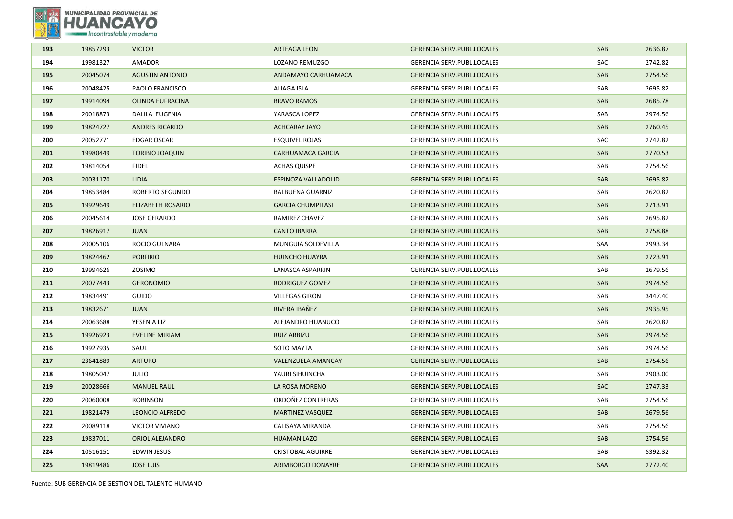| | | | | | | |
|---|---|---|---|---|---|---|
| 193 | 19857293 | VICTOR | ARTEAGA LEON | GERENCIA SERV.PUBL.LOCALES | SAB | 2636.87 |
| 194 | 19981327 | AMADOR | LOZANO REMUZGO | GERENCIA SERV.PUBL.LOCALES | SAC | 2742.82 |
| 195 | 20045074 | AGUSTIN ANTONIO | ANDAMAYO CARHUAMACA | GERENCIA SERV.PUBL.LOCALES | SAB | 2754.56 |
| 196 | 20048425 | PAOLO FRANCISCO | ALIAGA ISLA | GERENCIA SERV.PUBL.LOCALES | SAB | 2695.82 |
| 197 | 19914094 | OLINDA EUFRACINA | BRAVO RAMOS | GERENCIA SERV.PUBL.LOCALES | SAB | 2685.78 |
| 198 | 20018873 | DALILA EUGENIA | YARASCA LOPEZ | GERENCIA SERV.PUBL.LOCALES | SAB | 2974.56 |
| 199 | 19824727 | ANDRES RICARDO | ACHCARAY JAYO | GERENCIA SERV.PUBL.LOCALES | SAB | 2760.45 |
| 200 | 20052771 | EDGAR OSCAR | ESQUIVEL ROJAS | GERENCIA SERV.PUBL.LOCALES | SAC | 2742.82 |
| 201 | 19980449 | TORIBIO JOAQUIN | CARHUAMACA GARCIA | GERENCIA SERV.PUBL.LOCALES | SAB | 2770.53 |
| 202 | 19814054 | FIDEL | ACHAS QUISPE | GERENCIA SERV.PUBL.LOCALES | SAB | 2754.56 |
| 203 | 20031170 | LIDIA | ESPINOZA VALLADOLID | GERENCIA SERV.PUBL.LOCALES | SAB | 2695.82 |
| 204 | 19853484 | ROBERTO SEGUNDO | BALBUENA GUARNIZ | GERENCIA SERV.PUBL.LOCALES | SAB | 2620.82 |
| 205 | 19929649 | ELIZABETH ROSARIO | GARCIA CHUMPITASI | GERENCIA SERV.PUBL.LOCALES | SAB | 2713.91 |
| 206 | 20045614 | JOSE GERARDO | RAMIREZ CHAVEZ | GERENCIA SERV.PUBL.LOCALES | SAB | 2695.82 |
| 207 | 19826917 | JUAN | CANTO IBARRA | GERENCIA SERV.PUBL.LOCALES | SAB | 2758.88 |
| 208 | 20005106 | ROCIO GULNARA | MUNGUIA SOLDEVILLA | GERENCIA SERV.PUBL.LOCALES | SAA | 2993.34 |
| 209 | 19824462 | PORFIRIO | HUINCHO HUAYRA | GERENCIA SERV.PUBL.LOCALES | SAB | 2723.91 |
| 210 | 19994626 | ZOSIMO | LANASCA ASPARRIN | GERENCIA SERV.PUBL.LOCALES | SAB | 2679.56 |
| 211 | 20077443 | GERONOMIO | RODRIGUEZ GOMEZ | GERENCIA SERV.PUBL.LOCALES | SAB | 2974.56 |
| 212 | 19834491 | GUIDO | VILLEGAS GIRON | GERENCIA SERV.PUBL.LOCALES | SAB | 3447.40 |
| 213 | 19832671 | JUAN | RIVERA IBAÑEZ | GERENCIA SERV.PUBL.LOCALES | SAB | 2935.95 |
| 214 | 20063688 | YESENIA LIZ | ALEJANDRO HUANUCO | GERENCIA SERV.PUBL.LOCALES | SAB | 2620.82 |
| 215 | 19926923 | EVELINE MIRIAM | RUIZ ARBIZU | GERENCIA SERV.PUBL.LOCALES | SAB | 2974.56 |
| 216 | 19927935 | SAUL | SOTO MAYTA | GERENCIA SERV.PUBL.LOCALES | SAB | 2974.56 |
| 217 | 23641889 | ARTURO | VALENZUELA AMANCAY | GERENCIA SERV.PUBL.LOCALES | SAB | 2754.56 |
| 218 | 19805047 | JULIO | YAURI SIHUINCHA | GERENCIA SERV.PUBL.LOCALES | SAB | 2903.00 |
| 219 | 20028666 | MANUEL RAUL | LA ROSA MORENO | GERENCIA SERV.PUBL.LOCALES | SAC | 2747.33 |
| 220 | 20060008 | ROBINSON | ORDOÑEZ CONTRERAS | GERENCIA SERV.PUBL.LOCALES | SAB | 2754.56 |
| 221 | 19821479 | LEONCIO ALFREDO | MARTINEZ VASQUEZ | GERENCIA SERV.PUBL.LOCALES | SAB | 2679.56 |
| 222 | 20089118 | VICTOR VIVIANO | CALISAYA MIRANDA | GERENCIA SERV.PUBL.LOCALES | SAB | 2754.56 |
| 223 | 19837011 | ORIOL ALEJANDRO | HUAMAN LAZO | GERENCIA SERV.PUBL.LOCALES | SAB | 2754.56 |
| 224 | 10516151 | EDWIN JESUS | CRISTOBAL AGUIRRE | GERENCIA SERV.PUBL.LOCALES | SAB | 5392.32 |
| 225 | 19819486 | JOSE LUIS | ARIMBORGO DONAYRE | GERENCIA SERV.PUBL.LOCALES | SAA | 2772.40 |

Fuente: SUB GERENCIA DE GESTION DEL TALENTO HUMANO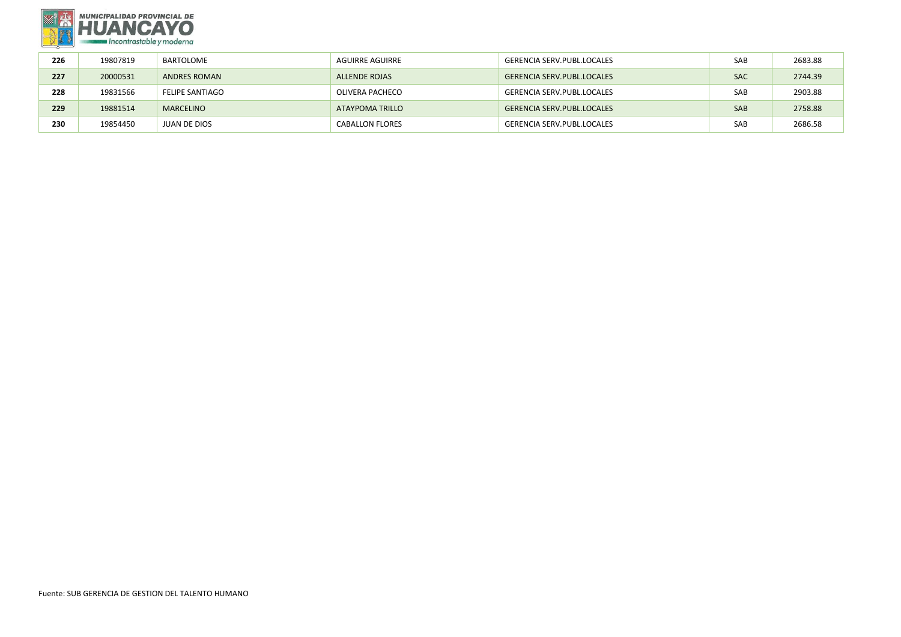| | | | | | | |
|---|---|---|---|---|---|---|
| **226** | 19807819 | BARTOLOME | AGUIRRE AGUIRRE | GERENCIA SERV.PUBL.LOCALES | SAB | 2683.88 |
| **227** | 20000531 | ANDRES ROMAN | ALLENDE ROJAS | GERENCIA SERV.PUBL.LOCALES | SAC | 2744.39 |
| **228** | 19831566 | FELIPE SANTIAGO | OLIVERA PACHECO | GERENCIA SERV.PUBL.LOCALES | SAB | 2903.88 |
| **229** | 19881514 | MARCELINO | ATAYPOMA TRILLO | GERENCIA SERV.PUBL.LOCALES | SAB | 2758.88 |
| **230** | 19854450 | JUAN DE DIOS | CABALLON FLORES | GERENCIA SERV.PUBL.LOCALES | SAB | 2686.58 |

Fuente: SUB GERENCIA DE GESTION DEL TALENTO HUMANO